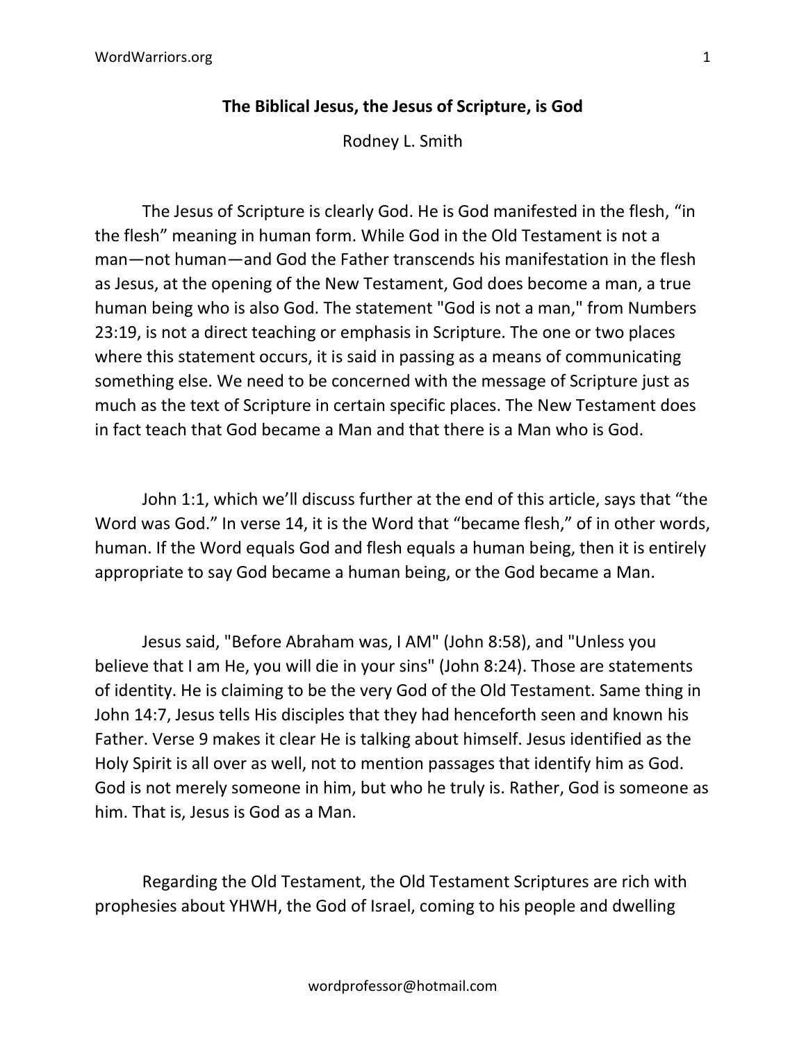**The Biblical Jesus, the Jesus of Scripture, is God**

Rodney L. Smith

The Jesus of Scripture is clearly God. He is God manifested in the flesh, “in the flesh” meaning in human form. While God in the Old Testament is not a man—not human—and God the Father transcends his manifestation in the flesh as Jesus, at the opening of the New Testament, God does become a man, a true human being who is also God. The statement "God is not a man," from Numbers 23:19, is not a direct teaching or emphasis in Scripture. The one or two places where this statement occurs, it is said in passing as a means of communicating something else. We need to be concerned with the message of Scripture just as much as the text of Scripture in certain specific places. The New Testament does in fact teach that God became a Man and that there is a Man who is God.

John 1:1, which we’ll discuss further at the end of this article, says that “the Word was God.” In verse 14, it is the Word that “became flesh,” of in other words, human. If the Word equals God and flesh equals a human being, then it is entirely appropriate to say God became a human being, or the God became a Man.

Jesus said, "Before Abraham was, I AM" (John 8:58), and "Unless you believe that I am He, you will die in your sins" (John 8:24). Those are statements of identity. He is claiming to be the very God of the Old Testament. Same thing in John 14:7, Jesus tells His disciples that they had henceforth seen and known his Father. Verse 9 makes it clear He is talking about himself. Jesus identified as the Holy Spirit is all over as well, not to mention passages that identify him as God. God is not merely someone in him, but who he truly is. Rather, God is someone as him. That is, Jesus is God as a Man.

Regarding the Old Testament, the Old Testament Scriptures are rich with prophesies about YHWH, the God of Israel, coming to his people and dwelling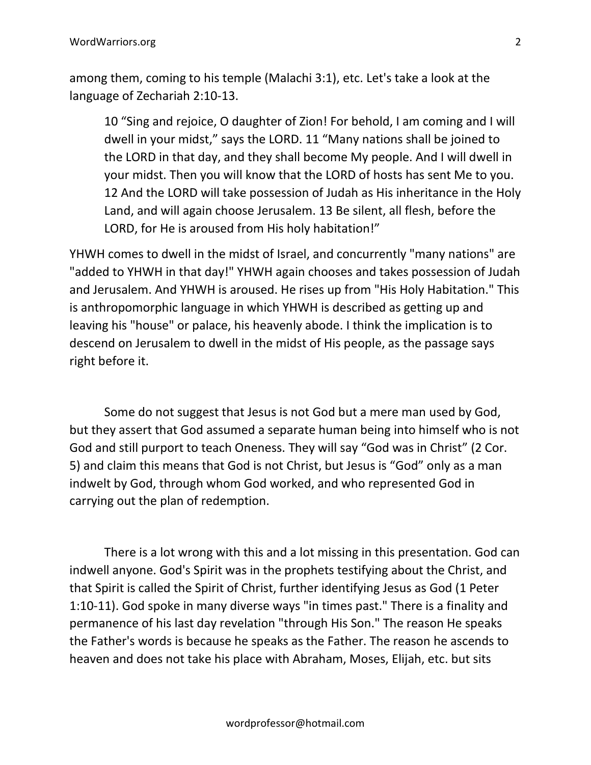among them, coming to his temple (Malachi 3:1), etc. Let's take a look at the language of Zechariah 2:10-13.

> 10 “Sing and rejoice, O daughter of Zion! For behold, I am coming and I will dwell in your midst,” says the LORD. 11 “Many nations shall be joined to the LORD in that day, and they shall become My people. And I will dwell in your midst. Then you will know that the LORD of hosts has sent Me to you. 12 And the LORD will take possession of Judah as His inheritance in the Holy Land, and will again choose Jerusalem. 13 Be silent, all flesh, before the LORD, for He is aroused from His holy habitation!”

YHWH comes to dwell in the midst of Israel, and concurrently "many nations" are "added to YHWH in that day!" YHWH again chooses and takes possession of Judah and Jerusalem. And YHWH is aroused. He rises up from "His Holy Habitation." This is anthropomorphic language in which YHWH is described as getting up and leaving his "house" or palace, his heavenly abode. I think the implication is to descend on Jerusalem to dwell in the midst of His people, as the passage says right before it.

Some do not suggest that Jesus is not God but a mere man used by God, but they assert that God assumed a separate human being into himself who is not God and still purport to teach Oneness. They will say “God was in Christ” (2 Cor. 5) and claim this means that God is not Christ, but Jesus is “God” only as a man indwelt by God, through whom God worked, and who represented God in carrying out the plan of redemption.

There is a lot wrong with this and a lot missing in this presentation. God can indwell anyone. God's Spirit was in the prophets testifying about the Christ, and that Spirit is called the Spirit of Christ, further identifying Jesus as God (1 Peter 1:10-11). God spoke in many diverse ways "in times past." There is a finality and permanence of his last day revelation "through His Son." The reason He speaks the Father's words is because he speaks as the Father. The reason he ascends to heaven and does not take his place with Abraham, Moses, Elijah, etc. but sits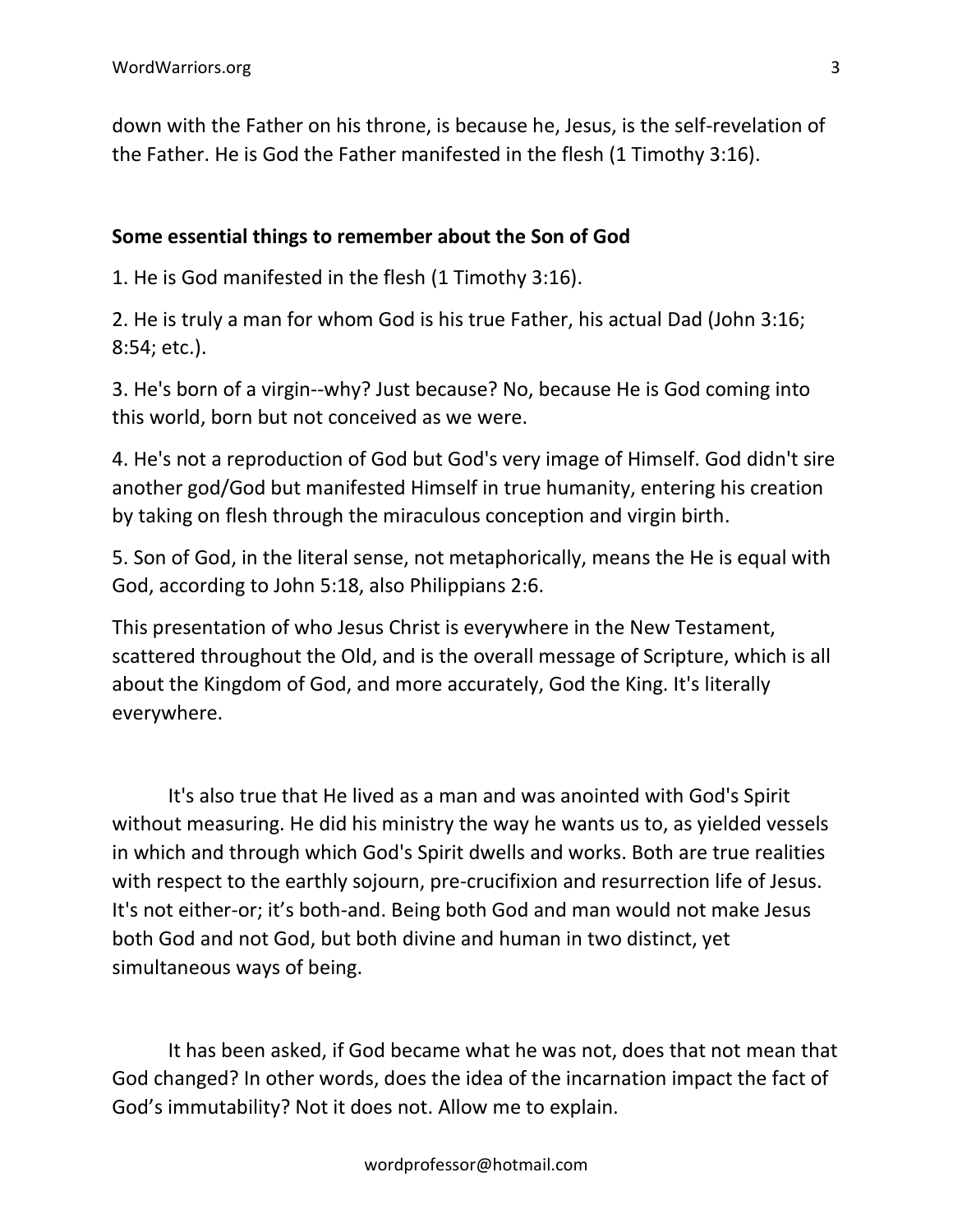down with the Father on his throne, is because he, Jesus, is the self-revelation of the Father. He is God the Father manifested in the flesh (1 Timothy 3:16).

**Some essential things to remember about the Son of God**

1. He is God manifested in the flesh (1 Timothy 3:16).

2. He is truly a man for whom God is his true Father, his actual Dad (John 3:16; 8:54; etc.).

3. He's born of a virgin--why? Just because? No, because He is God coming into this world, born but not conceived as we were.

4. He's not a reproduction of God but God's very image of Himself. God didn't sire another god/God but manifested Himself in true humanity, entering his creation by taking on flesh through the miraculous conception and virgin birth.

5. Son of God, in the literal sense, not metaphorically, means the He is equal with God, according to John 5:18, also Philippians 2:6.

This presentation of who Jesus Christ is everywhere in the New Testament, scattered throughout the Old, and is the overall message of Scripture, which is all about the Kingdom of God, and more accurately, God the King. It's literally everywhere.

It's also true that He lived as a man and was anointed with God's Spirit without measuring. He did his ministry the way he wants us to, as yielded vessels in which and through which God's Spirit dwells and works. Both are true realities with respect to the earthly sojourn, pre-crucifixion and resurrection life of Jesus. It's not either-or; it's both-and. Being both God and man would not make Jesus both God and not God, but both divine and human in two distinct, yet simultaneous ways of being.

It has been asked, if God became what he was not, does that not mean that God changed? In other words, does the idea of the incarnation impact the fact of God's immutability? Not it does not. Allow me to explain.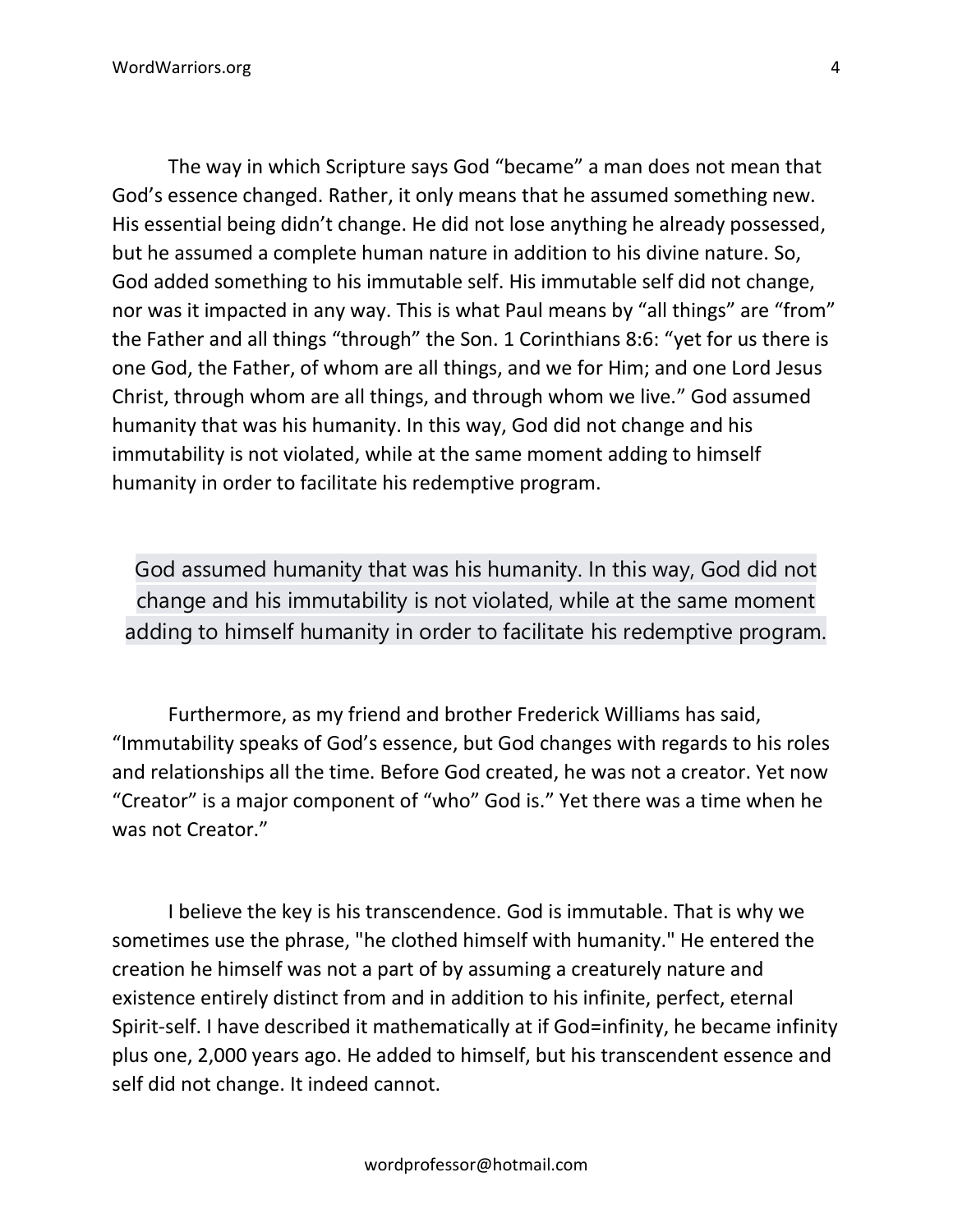The way in which Scripture says God "became" a man does not mean that God's essence changed. Rather, it only means that he assumed something new. His essential being didn't change. He did not lose anything he already possessed, but he assumed a complete human nature in addition to his divine nature. So, God added something to his immutable self. His immutable self did not change, nor was it impacted in any way. This is what Paul means by "all things" are "from" the Father and all things "through" the Son. 1 Corinthians 8:6: "yet for us there is one God, the Father, of whom are all things, and we for Him; and one Lord Jesus Christ, through whom are all things, and through whom we live." God assumed humanity that was his humanity. In this way, God did not change and his immutability is not violated, while at the same moment adding to himself humanity in order to facilitate his redemptive program.

> God assumed humanity that was his humanity. In this way, God did not change and his immutability is not violated, while at the same moment adding to himself humanity in order to facilitate his redemptive program.

Furthermore, as my friend and brother Frederick Williams has said, "Immutability speaks of God's essence, but God changes with regards to his roles and relationships all the time. Before God created, he was not a creator. Yet now "Creator" is a major component of "who" God is." Yet there was a time when he was not Creator."

I believe the key is his transcendence. God is immutable. That is why we sometimes use the phrase, "he clothed himself with humanity." He entered the creation he himself was not a part of by assuming a creaturely nature and existence entirely distinct from and in addition to his infinite, perfect, eternal Spirit-self. I have described it mathematically at if God=infinity, he became infinity plus one, 2,000 years ago. He added to himself, but his transcendent essence and self did not change. It indeed cannot.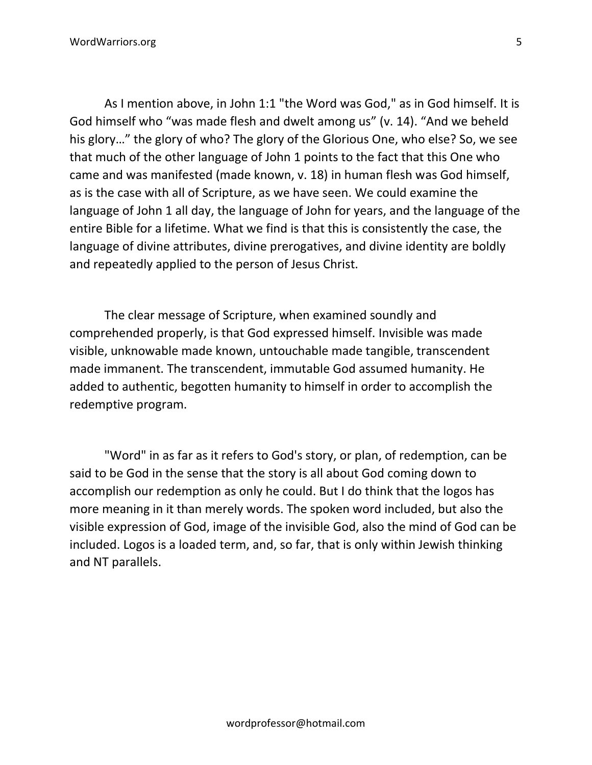As I mention above, in John 1:1 "the Word was God," as in God himself. It is God himself who “was made flesh and dwelt among us” (v. 14). “And we beheld his glory…” the glory of who? The glory of the Glorious One, who else? So, we see that much of the other language of John 1 points to the fact that this One who came and was manifested (made known, v. 18) in human flesh was God himself, as is the case with all of Scripture, as we have seen. We could examine the language of John 1 all day, the language of John for years, and the language of the entire Bible for a lifetime. What we find is that this is consistently the case, the language of divine attributes, divine prerogatives, and divine identity are boldly and repeatedly applied to the person of Jesus Christ.

The clear message of Scripture, when examined soundly and comprehended properly, is that God expressed himself. Invisible was made visible, unknowable made known, untouchable made tangible, transcendent made immanent. The transcendent, immutable God assumed humanity. He added to authentic, begotten humanity to himself in order to accomplish the redemptive program.

"Word" in as far as it refers to God's story, or plan, of redemption, can be said to be God in the sense that the story is all about God coming down to accomplish our redemption as only he could. But I do think that the logos has more meaning in it than merely words. The spoken word included, but also the visible expression of God, image of the invisible God, also the mind of God can be included. Logos is a loaded term, and, so far, that is only within Jewish thinking and NT parallels.